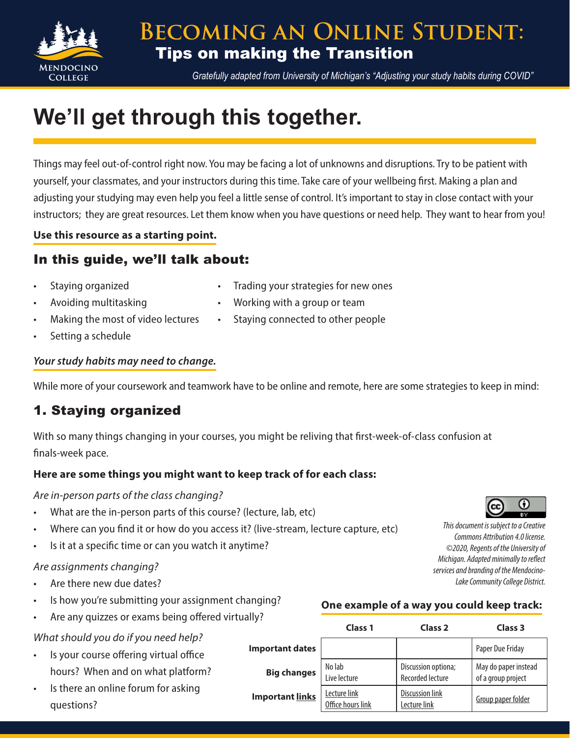# Becoming an Online Student:

## Tips on making the Transition

*Gratefully adapted from University of Michigan's "Adjusting your study habits during COVID"*

# We'll get through this together.

Things may feel out-of-control right now. You may be facing a lot of unknowns and disruptions. Try to be patient with yourself, your classmates, and your instructors during this time. Take care of your wellbeing first. Making a plan and adjusting your studying may even help you feel a little sense of control. It's important to stay in close contact with your instructors; they are great resources. Let them know when you have questions or need help. They want to hear from you!

**Use this resource as a starting point.**

## In this guide, we'll talk about:

- Staying organized
- Avoiding multitasking
- Making the most of video lectures
- Setting a schedule
- Trading your strategies for new ones
- Working with a group or team
- Staying connected to other people

***Your study habits may need to change.***

While more of your coursework and teamwork have to be online and remote, here are some strategies to keep in mind:

## 1. Staying organized

With so many things changing in your courses, you might be reliving that first-week-of-class confusion at finals-week pace.

**Here are some things you might want to keep track of for each class:**

*Are in-person parts of the class changing?*

- What are the in-person parts of this course? (lecture, lab, etc)
- Where can you find it or how do you access it? (live-stream, lecture capture, etc)
- Is it at a specific time or can you watch it anytime?

*Are assignments changing?*

- Are there new due dates?
- Is how you're submitting your assignment changing?
- Are any quizzes or exams being offered virtually?

*What should you do if you need help?*

- Is your course offering virtual office hours? When and on what platform?
- Is there an online forum for asking questions?

*This document is subject to a Creative Commons Attribution 4.0 license. ©2020, Regents of the University of Michigan. Adapted minimally to reflect services and branding of the Mendocino-Lake Community College District.*

**One example of a way you could keep track:**

| | Class 1 | Class 2 | Class 3 |
|---|---|---|---|
| **Important dates** | | | Paper Due Friday |
| **Big changes** | No lab<br>Live lecture | Discussion optiona;<br>Recorded lecture | May do paper instead of a group project |
| **Important links** | Lecture link<br>Office hours link | Discussion link<br>Lecture link | Group paper folder |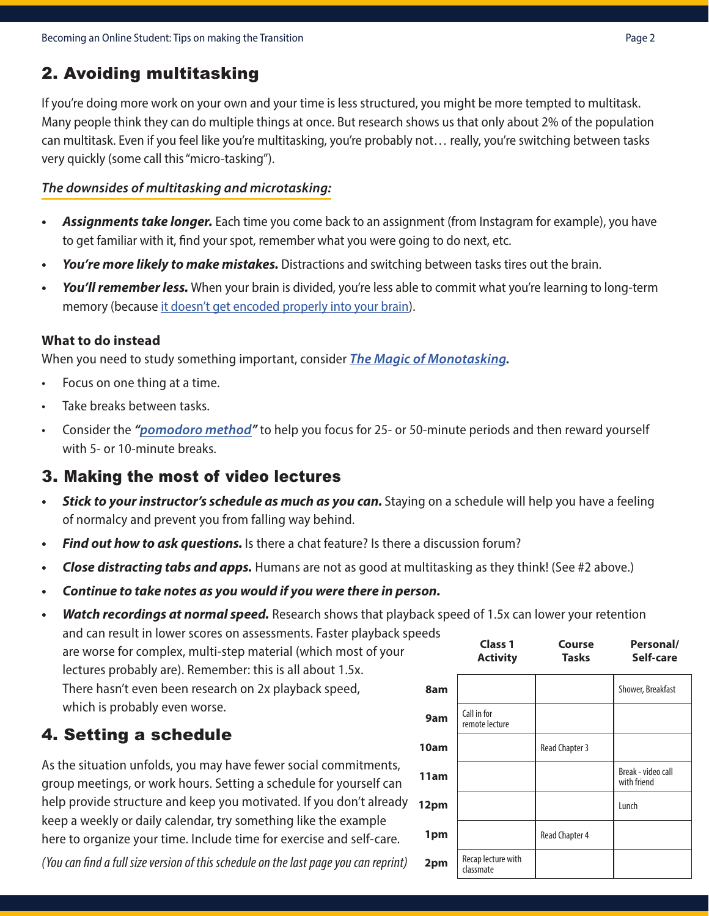## 2. Avoiding multitasking

If you're doing more work on your own and your time is less structured, you might be more tempted to multitask. Many people think they can do multiple things at once. But research shows us that only about 2% of the population can multitask. Even if you feel like you're multitasking, you're probably not… really, you're switching between tasks very quickly (some call this "micro-tasking").

***The downsides of multitasking and microtasking:***

- ***Assignments take longer.*** Each time you come back to an assignment (from Instagram for example), you have to get familiar with it, find your spot, remember what you were going to do next, etc.
- ***You're more likely to make mistakes.*** Distractions and switching between tasks tires out the brain.
- ***You'll remember less.*** When your brain is divided, you're less able to commit what you're learning to long-term memory (because it doesn't get encoded properly into your brain).

**What to do instead**

When you need to study something important, consider ***The Magic of Monotasking***.

- Focus on one thing at a time.
- Take breaks between tasks.
- Consider the ***"pomodoro method"*** to help you focus for 25- or 50-minute periods and then reward yourself with 5- or 10-minute breaks.

## 3. Making the most of video lectures

- ***Stick to your instructor's schedule as much as you can.*** Staying on a schedule will help you have a feeling of normalcy and prevent you from falling way behind.
- ***Find out how to ask questions.*** Is there a chat feature? Is there a discussion forum?
- ***Close distracting tabs and apps.*** Humans are not as good at multitasking as they think! (See #2 above.)
- ***Continue to take notes as you would if you were there in person.***
- ***Watch recordings at normal speed.*** Research shows that playback speed of 1.5x can lower your retention and can result in lower scores on assessments. Faster playback speeds are worse for complex, multi-step material (which most of your lectures probably are). Remember: this is all about 1.5x. There hasn't even been research on 2x playback speed, which is probably even worse.

## 4. Setting a schedule

As the situation unfolds, you may have fewer social commitments, group meetings, or work hours. Setting a schedule for yourself can help provide structure and keep you motivated. If you don't already keep a weekly or daily calendar, try something like the example here to organize your time. Include time for exercise and self-care.

*(You can find a full size version of this schedule on the last page you can reprint)*

| | Class 1 Activity | Course Tasks | Personal/ Self-care |
|---|---|---|---|
| **8am** | | | Shower, Breakfast |
| **9am** | Call in for remote lecture | | |
| **10am** | | Read Chapter 3 | |
| **11am** | | | Break - video call with friend |
| **12pm** | | | Lunch |
| **1pm** | | Read Chapter 4 | |
| **2pm** | Recap lecture with classmate | | |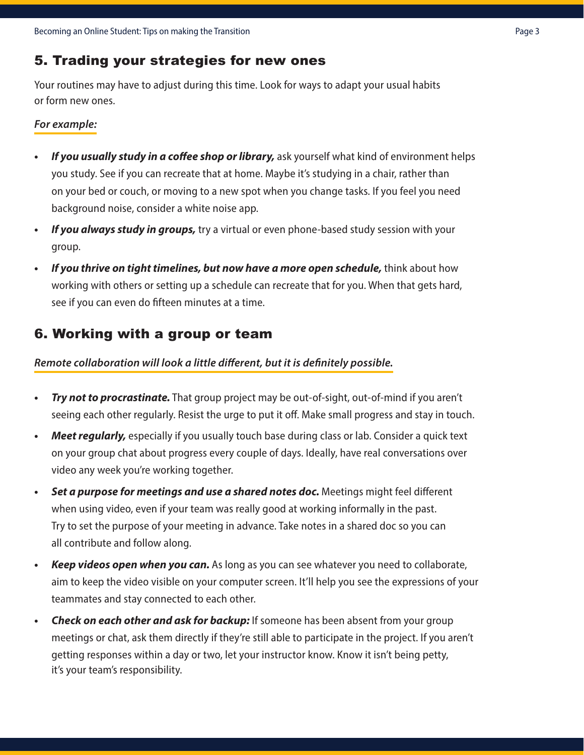## 5. Trading your strategies for new ones

Your routines may have to adjust during this time. Look for ways to adapt your usual habits or form new ones.

***For example:***

- ***If you usually study in a coffee shop or library,*** ask yourself what kind of environment helps you study. See if you can recreate that at home. Maybe it's studying in a chair, rather than on your bed or couch, or moving to a new spot when you change tasks. If you feel you need background noise, consider a white noise app.
- ***If you always study in groups,*** try a virtual or even phone-based study session with your group.
- ***If you thrive on tight timelines, but now have a more open schedule,*** think about how working with others or setting up a schedule can recreate that for you. When that gets hard, see if you can even do fifteen minutes at a time.

## 6. Working with a group or team

***Remote collaboration will look a little different, but it is definitely possible.***

- ***Try not to procrastinate.*** That group project may be out-of-sight, out-of-mind if you aren't seeing each other regularly. Resist the urge to put it off. Make small progress and stay in touch.
- ***Meet regularly,*** especially if you usually touch base during class or lab. Consider a quick text on your group chat about progress every couple of days. Ideally, have real conversations over video any week you're working together.
- ***Set a purpose for meetings and use a shared notes doc.*** Meetings might feel different when using video, even if your team was really good at working informally in the past. Try to set the purpose of your meeting in advance. Take notes in a shared doc so you can all contribute and follow along.
- ***Keep videos open when you can.*** As long as you can see whatever you need to collaborate, aim to keep the video visible on your computer screen. It'll help you see the expressions of your teammates and stay connected to each other.
- ***Check on each other and ask for backup:*** If someone has been absent from your group meetings or chat, ask them directly if they're still able to participate in the project. If you aren't getting responses within a day or two, let your instructor know. Know it isn't being petty, it's your team's responsibility.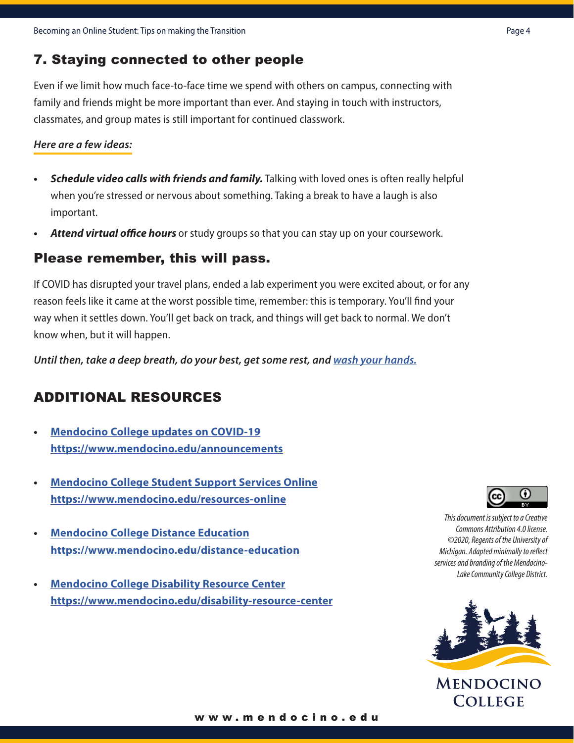## 7. Staying connected to other people

Even if we limit how much face-to-face time we spend with others on campus, connecting with family and friends might be more important than ever. And staying in touch with instructors, classmates, and group mates is still important for continued classwork.

***Here are a few ideas:***

- ***Schedule video calls with friends and family.*** Talking with loved ones is often really helpful when you're stressed or nervous about something. Taking a break to have a laugh is also important.
- ***Attend virtual office hours*** or study groups so that you can stay up on your coursework.

## Please remember, this will pass.

If COVID has disrupted your travel plans, ended a lab experiment you were excited about, or for any reason feels like it came at the worst possible time, remember: this is temporary. You'll find your way when it settles down. You'll get back on track, and things will get back to normal. We don't know when, but it will happen.

***Until then, take a deep breath, do your best, get some rest, and wash your hands.***

## ADDITIONAL RESOURCES

- **Mendocino College updates on COVID-19**
  **https://www.mendocino.edu/announcements**
- **Mendocino College Student Support Services Online**
  **https://www.mendocino.edu/resources-online**
- **Mendocino College Distance Education**
  **https://www.mendocino.edu/distance-education**
- **Mendocino College Disability Resource Center**
  **https://www.mendocino.edu/disability-resource-center**

*This document is subject to a Creative Commons Attribution 4.0 license. ©2020, Regents of the University of Michigan. Adapted minimally to reflect services and branding of the Mendocino-Lake Community College District.*

MENDOCINO COLLEGE

www.mendocino.edu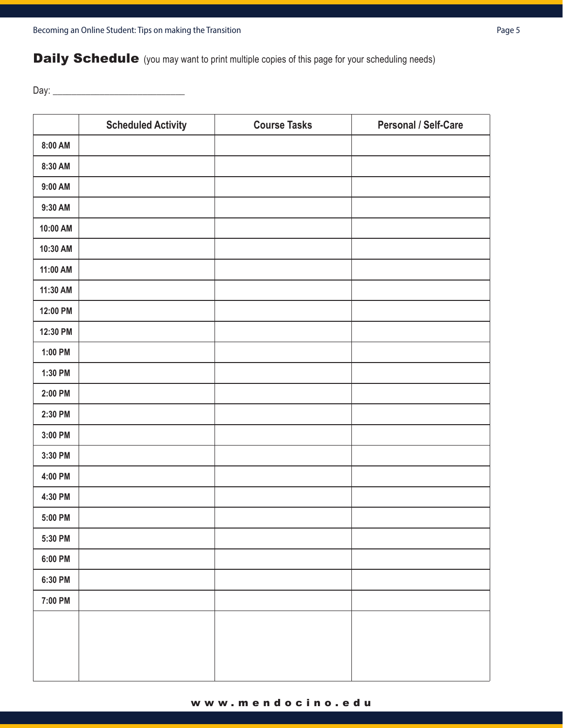## Daily Schedule (you may want to print multiple copies of this page for your scheduling needs)

Day: ___________________________

| | Scheduled Activity | Course Tasks | Personal / Self-Care |
|---|---|---|---|
| 8:00 AM | | | |
| 8:30 AM | | | |
| 9:00 AM | | | |
| 9:30 AM | | | |
| 10:00 AM | | | |
| 10:30 AM | | | |
| 11:00 AM | | | |
| 11:30 AM | | | |
| 12:00 PM | | | |
| 12:30 PM | | | |
| 1:00 PM | | | |
| 1:30 PM | | | |
| 2:00 PM | | | |
| 2:30 PM | | | |
| 3:00 PM | | | |
| 3:30 PM | | | |
| 4:00 PM | | | |
| 4:30 PM | | | |
| 5:00 PM | | | |
| 5:30 PM | | | |
| 6:00 PM | | | |
| 6:30 PM | | | |
| 7:00 PM | | | |
| | | | |

www.mendocino.edu